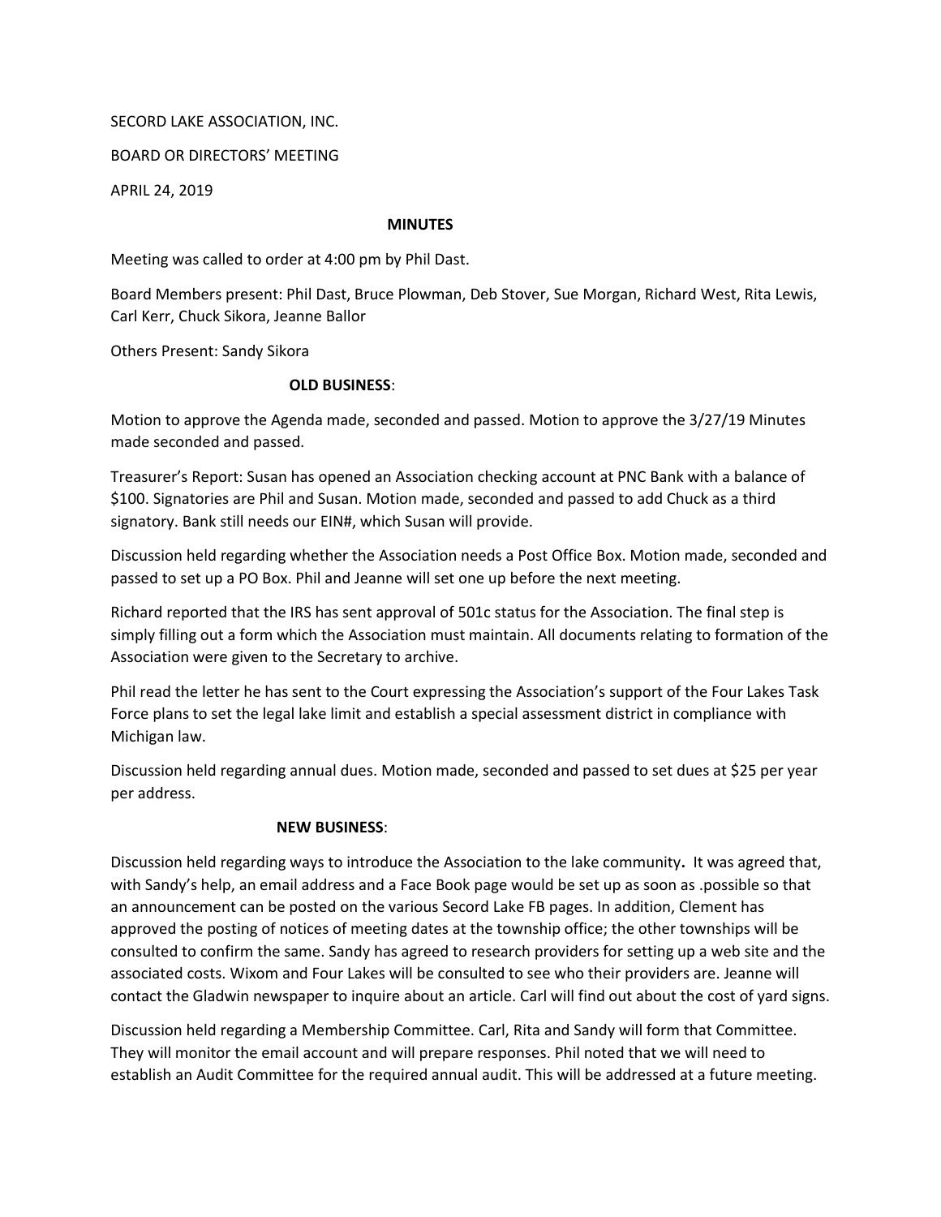SECORD LAKE ASSOCIATION, INC.

BOARD OR DIRECTORS' MEETING

APRIL 24, 2019

**MINUTES**

Meeting was called to order at 4:00 pm by Phil Dast.

Board Members present: Phil Dast, Bruce Plowman, Deb Stover, Sue Morgan, Richard West, Rita Lewis, Carl Kerr, Chuck Sikora, Jeanne Ballor

Others Present: Sandy Sikora

**OLD BUSINESS**:

Motion to approve the Agenda made, seconded and passed. Motion to approve the 3/27/19 Minutes made seconded and passed.

Treasurer's Report: Susan has opened an Association checking account at PNC Bank with a balance of $100. Signatories are Phil and Susan. Motion made, seconded and passed to add Chuck as a third signatory. Bank still needs our EIN#, which Susan will provide.

Discussion held regarding whether the Association needs a Post Office Box. Motion made, seconded and passed to set up a PO Box. Phil and Jeanne will set one up before the next meeting.

Richard reported that the IRS has sent approval of 501c status for the Association. The final step is simply filling out a form which the Association must maintain. All documents relating to formation of the Association were given to the Secretary to archive.

Phil read the letter he has sent to the Court expressing the Association's support of the Four Lakes Task Force plans to set the legal lake limit and establish a special assessment district in compliance with Michigan law.

Discussion held regarding annual dues. Motion made, seconded and passed to set dues at $25 per year per address.

**NEW BUSINESS**:

Discussion held regarding ways to introduce the Association to the lake community**.** It was agreed that, with Sandy's help, an email address and a Face Book page would be set up as soon as .possible so that an announcement can be posted on the various Secord Lake FB pages. In addition, Clement has approved the posting of notices of meeting dates at the township office; the other townships will be consulted to confirm the same. Sandy has agreed to research providers for setting up a web site and the associated costs. Wixom and Four Lakes will be consulted to see who their providers are. Jeanne will contact the Gladwin newspaper to inquire about an article. Carl will find out about the cost of yard signs.

Discussion held regarding a Membership Committee. Carl, Rita and Sandy will form that Committee. They will monitor the email account and will prepare responses. Phil noted that we will need to establish an Audit Committee for the required annual audit. This will be addressed at a future meeting.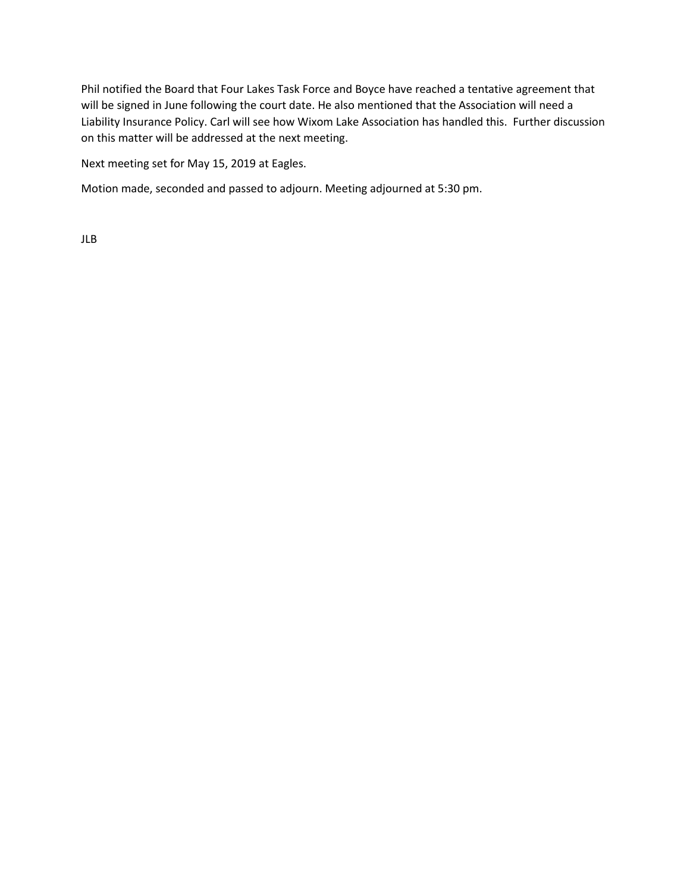Phil notified the Board that Four Lakes Task Force and Boyce have reached a tentative agreement that will be signed in June following the court date. He also mentioned that the Association will need a Liability Insurance Policy. Carl will see how Wixom Lake Association has handled this. Further discussion on this matter will be addressed at the next meeting.

Next meeting set for May 15, 2019 at Eagles.

Motion made, seconded and passed to adjourn. Meeting adjourned at 5:30 pm.

JLB